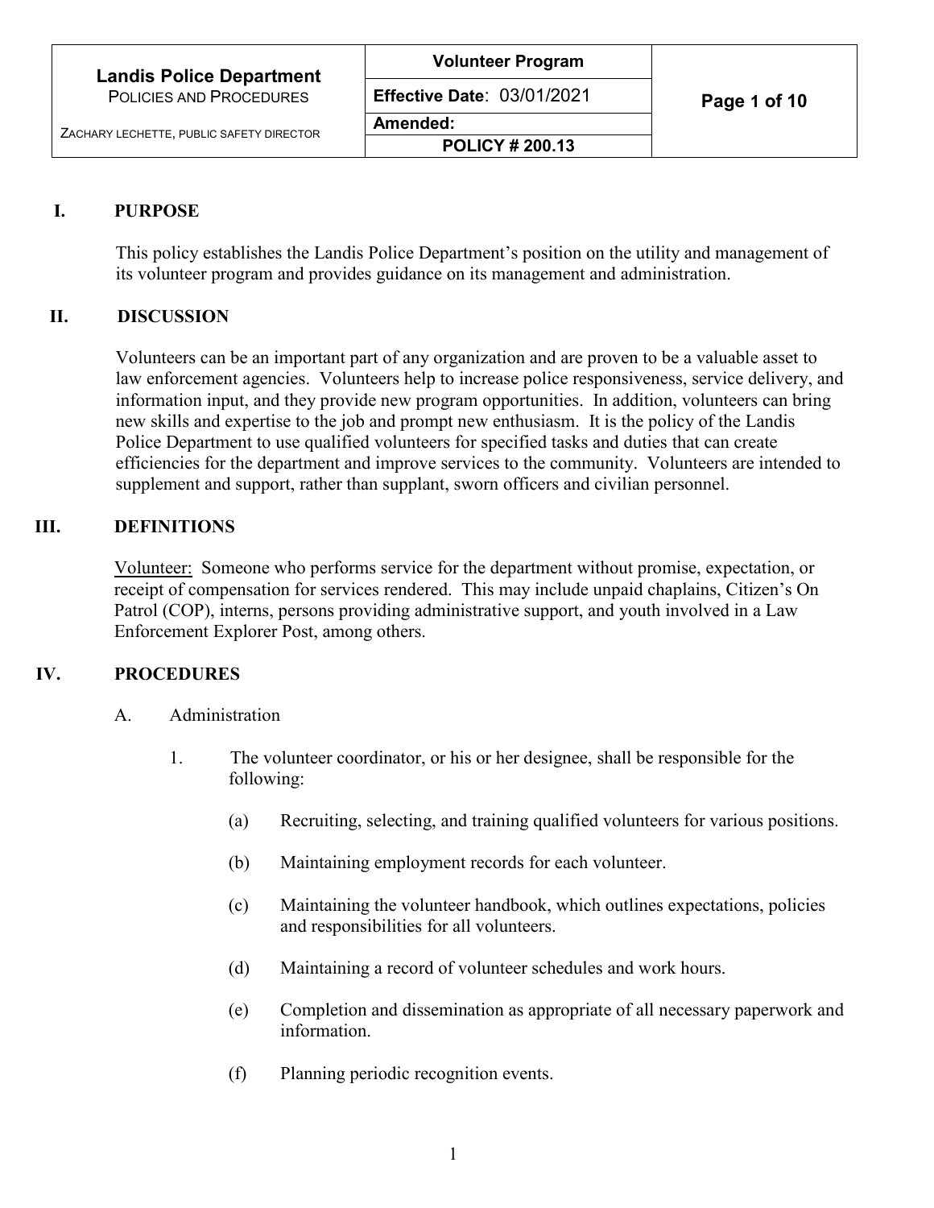| Landis Police Department<br>POLICIES AND PROCEDURES<br><br>ZACHARY LECHETTE, PUBLIC SAFETY DIRECTOR | Volunteer Program | |
|---|---|---|
| | Effective Date: 03/01/2021 | |
| | Amended: | |
| | POLICY # 200.13 | |

## I. PURPOSE

This policy establishes the Landis Police Department's position on the utility and management of its volunteer program and provides guidance on its management and administration.

## II. DISCUSSION

Volunteers can be an important part of any organization and are proven to be a valuable asset to law enforcement agencies. Volunteers help to increase police responsiveness, service delivery, and information input, and they provide new program opportunities. In addition, volunteers can bring new skills and expertise to the job and prompt new enthusiasm. It is the policy of the Landis Police Department to use qualified volunteers for specified tasks and duties that can create efficiencies for the department and improve services to the community. Volunteers are intended to supplement and support, rather than supplant, sworn officers and civilian personnel.

## III. DEFINITIONS

Volunteer: Someone who performs service for the department without promise, expectation, or receipt of compensation for services rendered. This may include unpaid chaplains, Citizen's On Patrol (COP), interns, persons providing administrative support, and youth involved in a Law Enforcement Explorer Post, among others.

## IV. PROCEDURES

A. Administration

1. The volunteer coordinator, or his or her designee, shall be responsible for the following:

    (a) Recruiting, selecting, and training qualified volunteers for various positions.

    (b) Maintaining employment records for each volunteer.

    (c) Maintaining the volunteer handbook, which outlines expectations, policies and responsibilities for all volunteers.

    (d) Maintaining a record of volunteer schedules and work hours.

    (e) Completion and dissemination as appropriate of all necessary paperwork and information.

    (f) Planning periodic recognition events.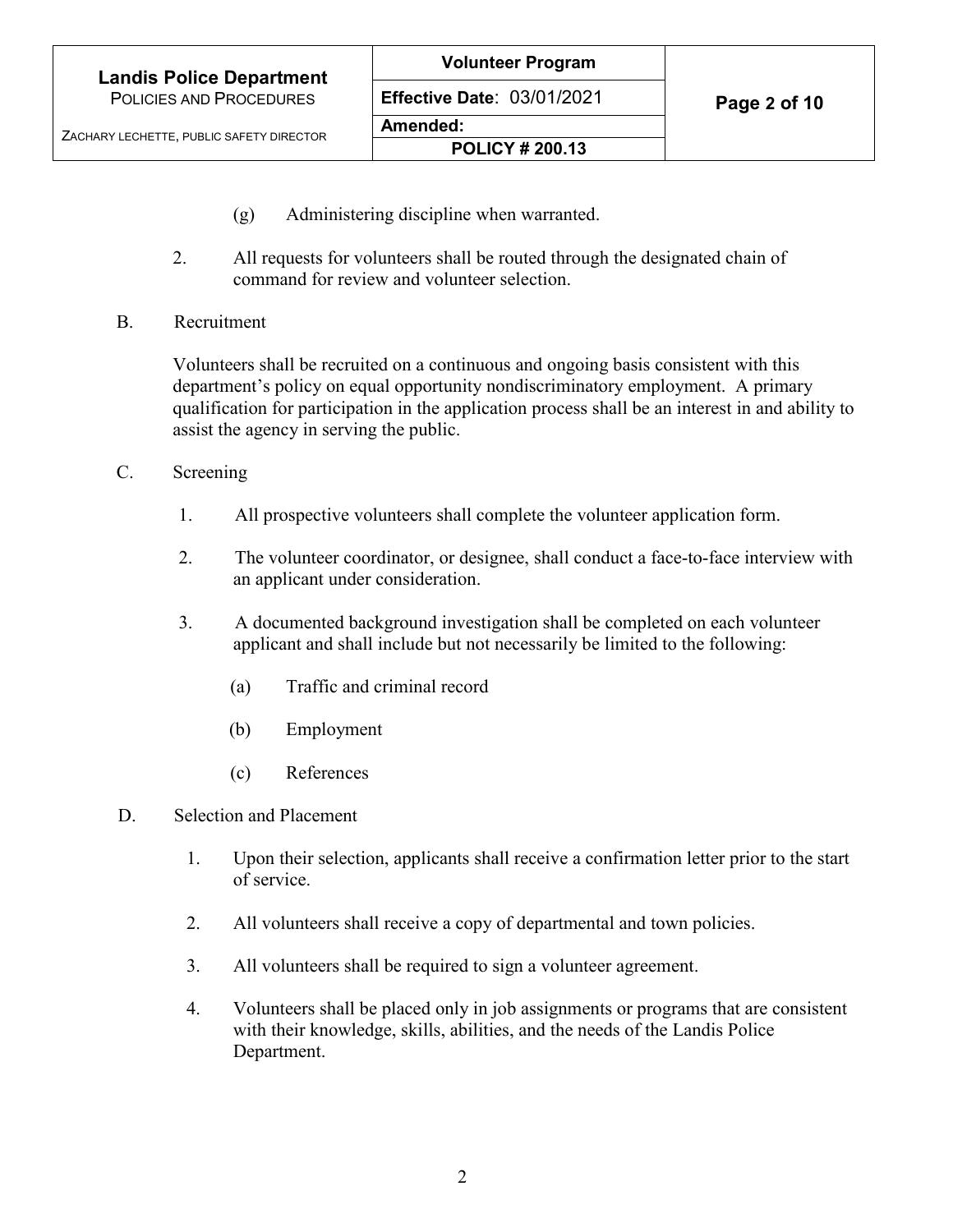(g) Administering discipline when warranted.

2. All requests for volunteers shall be routed through the designated chain of command for review and volunteer selection.

B. Recruitment

Volunteers shall be recruited on a continuous and ongoing basis consistent with this department's policy on equal opportunity nondiscriminatory employment. A primary qualification for participation in the application process shall be an interest in and ability to assist the agency in serving the public.

C. Screening

1. All prospective volunteers shall complete the volunteer application form.

2. The volunteer coordinator, or designee, shall conduct a face-to-face interview with an applicant under consideration.

3. A documented background investigation shall be completed on each volunteer applicant and shall include but not necessarily be limited to the following:

   (a) Traffic and criminal record

   (b) Employment

   (c) References

D. Selection and Placement

1. Upon their selection, applicants shall receive a confirmation letter prior to the start of service.

2. All volunteers shall receive a copy of departmental and town policies.

3. All volunteers shall be required to sign a volunteer agreement.

4. Volunteers shall be placed only in job assignments or programs that are consistent with their knowledge, skills, abilities, and the needs of the Landis Police Department.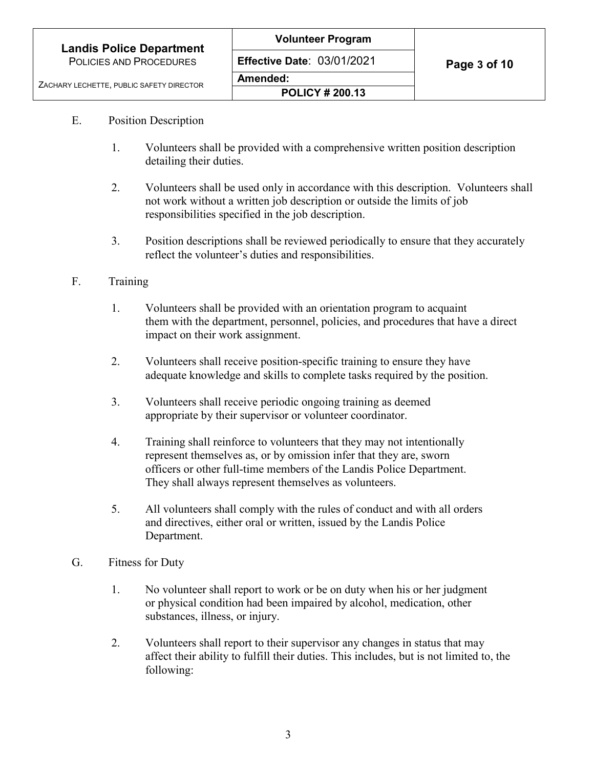E. Position Description

1. Volunteers shall be provided with a comprehensive written position description detailing their duties.

2. Volunteers shall be used only in accordance with this description. Volunteers shall not work without a written job description or outside the limits of job responsibilities specified in the job description.

3. Position descriptions shall be reviewed periodically to ensure that they accurately reflect the volunteer's duties and responsibilities.

F. Training

1. Volunteers shall be provided with an orientation program to acquaint them with the department, personnel, policies, and procedures that have a direct impact on their work assignment.

2. Volunteers shall receive position-specific training to ensure they have adequate knowledge and skills to complete tasks required by the position.

3. Volunteers shall receive periodic ongoing training as deemed appropriate by their supervisor or volunteer coordinator.

4. Training shall reinforce to volunteers that they may not intentionally represent themselves as, or by omission infer that they are, sworn officers or other full-time members of the Landis Police Department. They shall always represent themselves as volunteers.

5. All volunteers shall comply with the rules of conduct and with all orders and directives, either oral or written, issued by the Landis Police Department.

G. Fitness for Duty

1. No volunteer shall report to work or be on duty when his or her judgment or physical condition had been impaired by alcohol, medication, other substances, illness, or injury.

2. Volunteers shall report to their supervisor any changes in status that may affect their ability to fulfill their duties. This includes, but is not limited to, the following: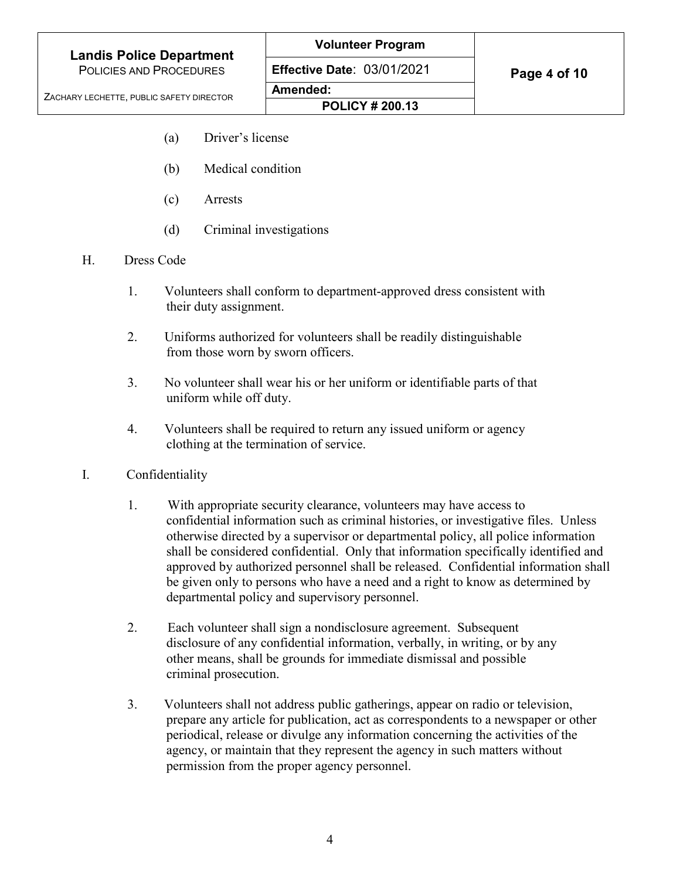(a) Driver's license

(b) Medical condition

(c) Arrests

(d) Criminal investigations

H. Dress Code

1. Volunteers shall conform to department-approved dress consistent with their duty assignment.

2. Uniforms authorized for volunteers shall be readily distinguishable from those worn by sworn officers.

3. No volunteer shall wear his or her uniform or identifiable parts of that uniform while off duty.

4. Volunteers shall be required to return any issued uniform or agency clothing at the termination of service.

I. Confidentiality

1. With appropriate security clearance, volunteers may have access to confidential information such as criminal histories, or investigative files. Unless otherwise directed by a supervisor or departmental policy, all police information shall be considered confidential. Only that information specifically identified and approved by authorized personnel shall be released. Confidential information shall be given only to persons who have a need and a right to know as determined by departmental policy and supervisory personnel.

2. Each volunteer shall sign a nondisclosure agreement. Subsequent disclosure of any confidential information, verbally, in writing, or by any other means, shall be grounds for immediate dismissal and possible criminal prosecution.

3. Volunteers shall not address public gatherings, appear on radio or television, prepare any article for publication, act as correspondents to a newspaper or other periodical, release or divulge any information concerning the activities of the agency, or maintain that they represent the agency in such matters without permission from the proper agency personnel.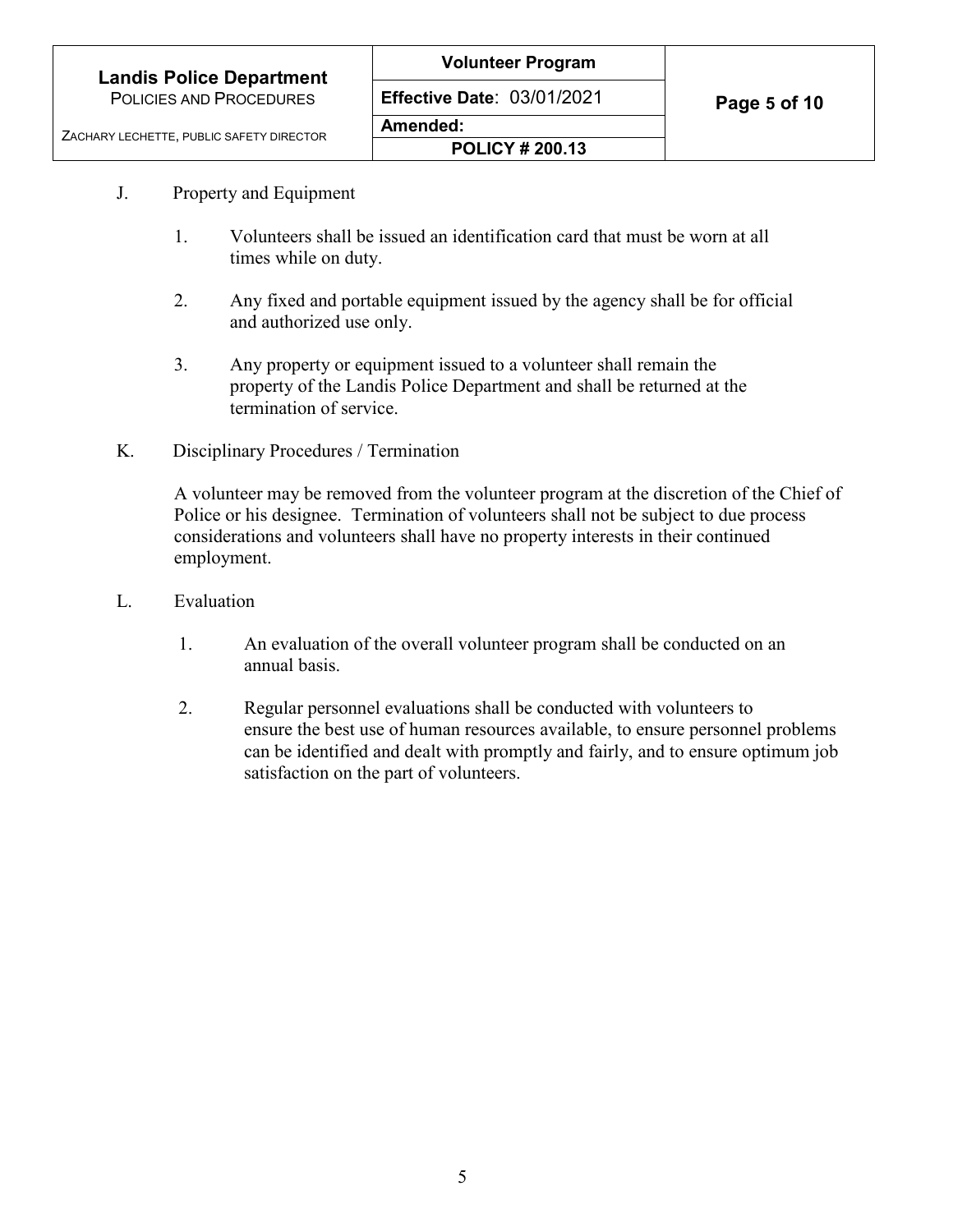J. Property and Equipment

1. Volunteers shall be issued an identification card that must be worn at all times while on duty.

2. Any fixed and portable equipment issued by the agency shall be for official and authorized use only.

3. Any property or equipment issued to a volunteer shall remain the property of the Landis Police Department and shall be returned at the termination of service.

K. Disciplinary Procedures / Termination

A volunteer may be removed from the volunteer program at the discretion of the Chief of Police or his designee. Termination of volunteers shall not be subject to due process considerations and volunteers shall have no property interests in their continued employment.

L. Evaluation

1. An evaluation of the overall volunteer program shall be conducted on an annual basis.

2. Regular personnel evaluations shall be conducted with volunteers to ensure the best use of human resources available, to ensure personnel problems can be identified and dealt with promptly and fairly, and to ensure optimum job satisfaction on the part of volunteers.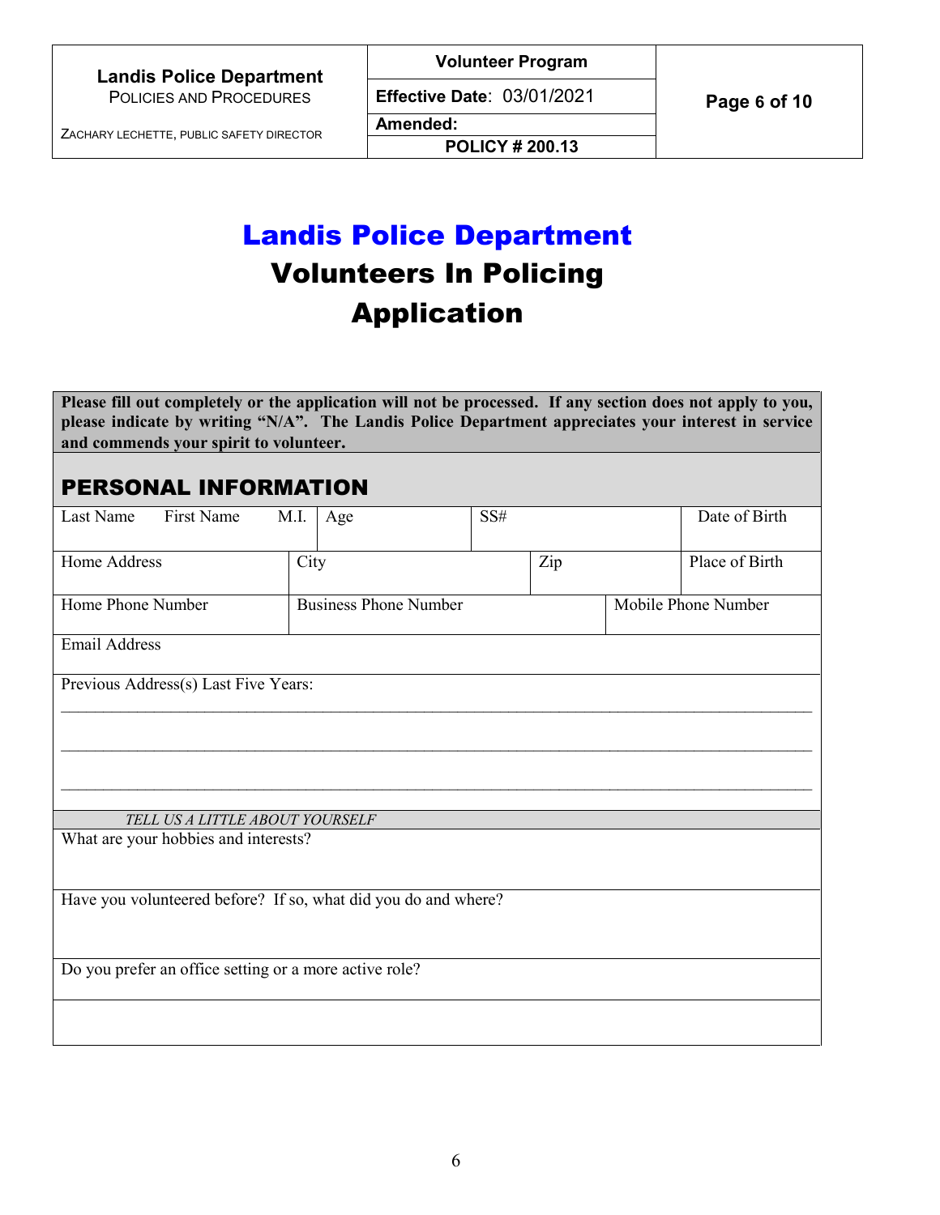# Landis Police Department
# Volunteers In Policing
# Application

**Please fill out completely or the application will not be processed. If any section does not apply to you, please indicate by writing "N/A". The Landis Police Department appreciates your interest in service and commends your spirit to volunteer.**

## PERSONAL INFORMATION

| Last Name First Name M.I. | Age | SS# | Date of Birth |
|---|---|---|---|
| | | | |

| Home Address | City | Zip | Place of Birth |
|---|---|---|---|
| | | | |

| Home Phone Number | Business Phone Number | Mobile Phone Number |
|---|---|---|
| | | |

Email Address

Previous Address(s) Last Five Years:

______________________________________________________________________________

______________________________________________________________________________

______________________________________________________________________________

*TELL US A LITTLE ABOUT YOURSELF*

What are your hobbies and interests?

Have you volunteered before? If so, what did you do and where?

Do you prefer an office setting or a more active role?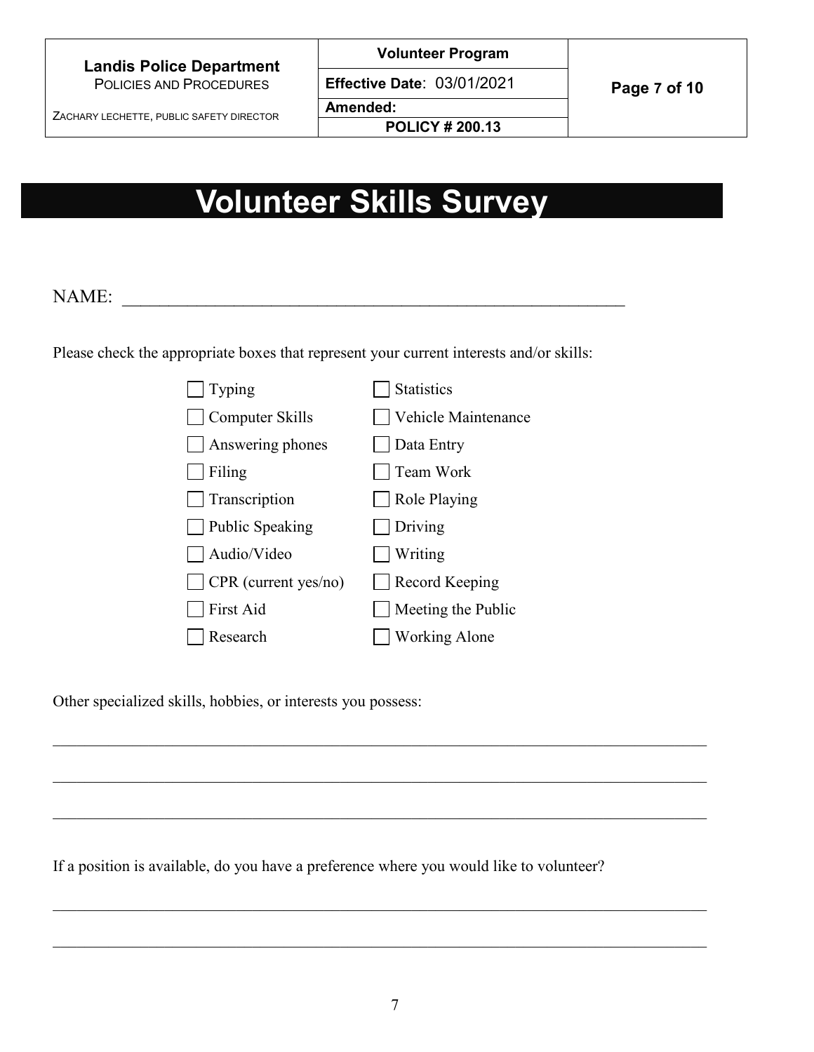# Volunteer Skills Survey

NAME: \_\_\_\_\_\_\_\_\_\_\_\_\_\_\_\_\_\_\_\_\_\_\_\_\_\_\_\_\_\_\_\_\_\_\_\_\_\_\_\_\_\_\_\_\_\_\_\_\_\_\_\_\_\_\_\_

Please check the appropriate boxes that represent your current interests and/or skills:

- [ ] Typing
- [ ] Computer Skills
- [ ] Answering phones
- [ ] Filing
- [ ] Transcription
- [ ] Public Speaking
- [ ] Audio/Video
- [ ] CPR (current yes/no)
- [ ] First Aid
- [ ] Research
- [ ] Statistics
- [ ] Vehicle Maintenance
- [ ] Data Entry
- [ ] Team Work
- [ ] Role Playing
- [ ] Driving
- [ ] Writing
- [ ] Record Keeping
- [ ] Meeting the Public
- [ ] Working Alone

Other specialized skills, hobbies, or interests you possess:

\_\_\_\_\_\_\_\_\_\_\_\_\_\_\_\_\_\_\_\_\_\_\_\_\_\_\_\_\_\_\_\_\_\_\_\_\_\_\_\_\_\_\_\_\_\_\_\_\_\_\_\_\_\_\_\_\_\_\_\_\_\_\_\_\_\_\_\_\_\_\_\_\_\_\_\_

\_\_\_\_\_\_\_\_\_\_\_\_\_\_\_\_\_\_\_\_\_\_\_\_\_\_\_\_\_\_\_\_\_\_\_\_\_\_\_\_\_\_\_\_\_\_\_\_\_\_\_\_\_\_\_\_\_\_\_\_\_\_\_\_\_\_\_\_\_\_\_\_\_\_\_\_

\_\_\_\_\_\_\_\_\_\_\_\_\_\_\_\_\_\_\_\_\_\_\_\_\_\_\_\_\_\_\_\_\_\_\_\_\_\_\_\_\_\_\_\_\_\_\_\_\_\_\_\_\_\_\_\_\_\_\_\_\_\_\_\_\_\_\_\_\_\_\_\_\_\_\_\_

If a position is available, do you have a preference where you would like to volunteer?

\_\_\_\_\_\_\_\_\_\_\_\_\_\_\_\_\_\_\_\_\_\_\_\_\_\_\_\_\_\_\_\_\_\_\_\_\_\_\_\_\_\_\_\_\_\_\_\_\_\_\_\_\_\_\_\_\_\_\_\_\_\_\_\_\_\_\_\_\_\_\_\_\_\_\_\_

\_\_\_\_\_\_\_\_\_\_\_\_\_\_\_\_\_\_\_\_\_\_\_\_\_\_\_\_\_\_\_\_\_\_\_\_\_\_\_\_\_\_\_\_\_\_\_\_\_\_\_\_\_\_\_\_\_\_\_\_\_\_\_\_\_\_\_\_\_\_\_\_\_\_\_\_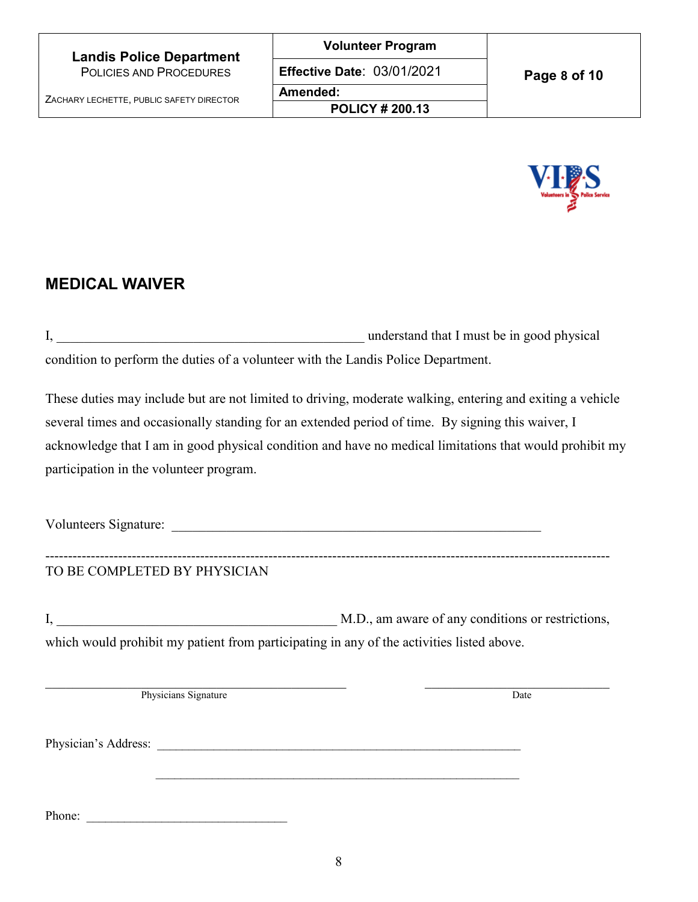## MEDICAL WAIVER

I, \_\_\_\_\_\_\_\_\_\_\_\_\_\_\_\_\_\_\_\_\_\_\_\_\_\_\_\_\_\_\_\_\_\_\_\_\_\_\_\_\_\_\_\_\_\_ understand that I must be in good physical condition to perform the duties of a volunteer with the Landis Police Department.

These duties may include but are not limited to driving, moderate walking, entering and exiting a vehicle several times and occasionally standing for an extended period of time. By signing this waiver, I acknowledge that I am in good physical condition and have no medical limitations that would prohibit my participation in the volunteer program.

Volunteers Signature: \_\_\_\_\_\_\_\_\_\_\_\_\_\_\_\_\_\_\_\_\_\_\_\_\_\_\_\_\_\_\_\_\_\_\_\_\_\_\_\_\_\_\_\_\_\_\_\_\_\_\_\_\_\_\_\_

---

TO BE COMPLETED BY PHYSICIAN

I, \_\_\_\_\_\_\_\_\_\_\_\_\_\_\_\_\_\_\_\_\_\_\_\_\_\_\_\_\_\_\_\_\_\_\_\_\_\_\_\_\_\_\_ M.D., am aware of any conditions or restrictions, which would prohibit my patient from participating in any of the activities listed above.

\_\_\_\_\_\_\_\_\_\_\_\_\_\_\_\_\_\_\_\_\_\_\_\_\_\_\_\_\_\_\_\_\_\_\_\_\_\_\_\_\_\_\_\_\_\_ \_\_\_\_\_\_\_\_\_\_\_\_\_\_\_\_\_\_\_\_\_\_\_\_\_\_\_\_\_\_
Physicians Signature Date

Physician's Address: \_\_\_\_\_\_\_\_\_\_\_\_\_\_\_\_\_\_\_\_\_\_\_\_\_\_\_\_\_\_\_\_\_\_\_\_\_\_\_\_\_\_\_\_\_\_\_\_\_\_\_\_\_\_\_\_\_

\_\_\_\_\_\_\_\_\_\_\_\_\_\_\_\_\_\_\_\_\_\_\_\_\_\_\_\_\_\_\_\_\_\_\_\_\_\_\_\_\_\_\_\_\_\_\_\_\_\_\_\_\_\_\_\_\_

Phone: \_\_\_\_\_\_\_\_\_\_\_\_\_\_\_\_\_\_\_\_\_\_\_\_\_\_\_\_\_\_\_\_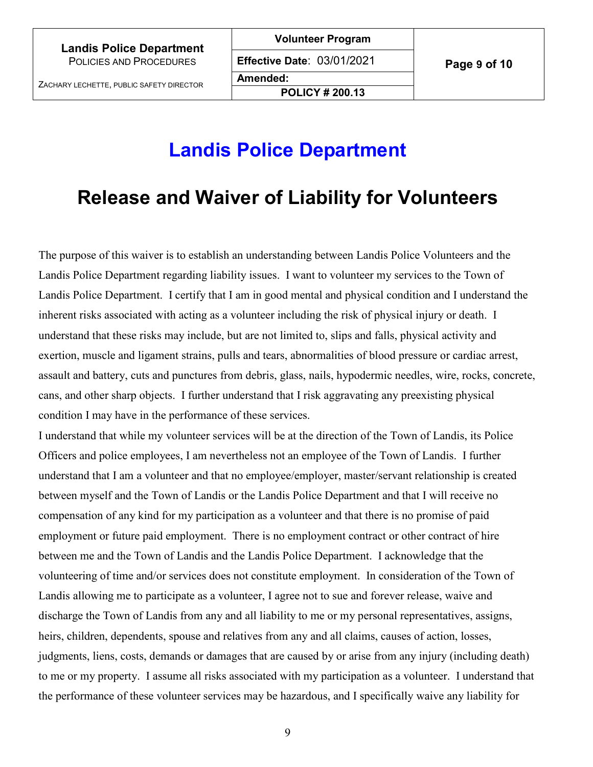# Landis Police Department

## Release and Waiver of Liability for Volunteers

The purpose of this waiver is to establish an understanding between Landis Police Volunteers and the Landis Police Department regarding liability issues. I want to volunteer my services to the Town of Landis Police Department. I certify that I am in good mental and physical condition and I understand the inherent risks associated with acting as a volunteer including the risk of physical injury or death. I understand that these risks may include, but are not limited to, slips and falls, physical activity and exertion, muscle and ligament strains, pulls and tears, abnormalities of blood pressure or cardiac arrest, assault and battery, cuts and punctures from debris, glass, nails, hypodermic needles, wire, rocks, concrete, cans, and other sharp objects. I further understand that I risk aggravating any preexisting physical condition I may have in the performance of these services.

I understand that while my volunteer services will be at the direction of the Town of Landis, its Police Officers and police employees, I am nevertheless not an employee of the Town of Landis. I further understand that I am a volunteer and that no employee/employer, master/servant relationship is created between myself and the Town of Landis or the Landis Police Department and that I will receive no compensation of any kind for my participation as a volunteer and that there is no promise of paid employment or future paid employment. There is no employment contract or other contract of hire between me and the Town of Landis and the Landis Police Department. I acknowledge that the volunteering of time and/or services does not constitute employment. In consideration of the Town of Landis allowing me to participate as a volunteer, I agree not to sue and forever release, waive and discharge the Town of Landis from any and all liability to me or my personal representatives, assigns, heirs, children, dependents, spouse and relatives from any and all claims, causes of action, losses, judgments, liens, costs, demands or damages that are caused by or arise from any injury (including death) to me or my property. I assume all risks associated with my participation as a volunteer. I understand that the performance of these volunteer services may be hazardous, and I specifically waive any liability for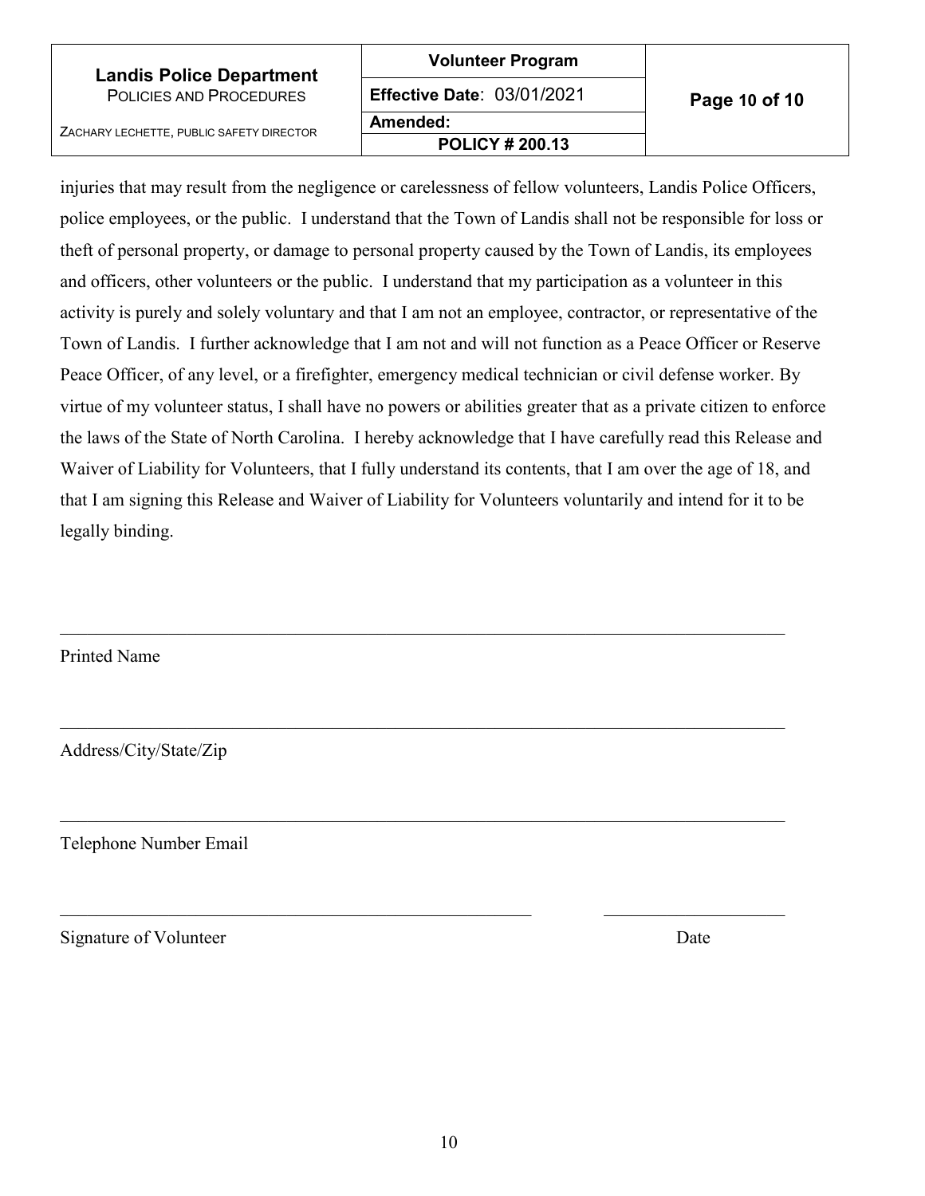injuries that may result from the negligence or carelessness of fellow volunteers, Landis Police Officers, police employees, or the public. I understand that the Town of Landis shall not be responsible for loss or theft of personal property, or damage to personal property caused by the Town of Landis, its employees and officers, other volunteers or the public. I understand that my participation as a volunteer in this activity is purely and solely voluntary and that I am not an employee, contractor, or representative of the Town of Landis. I further acknowledge that I am not and will not function as a Peace Officer or Reserve Peace Officer, of any level, or a firefighter, emergency medical technician or civil defense worker. By virtue of my volunteer status, I shall have no powers or abilities greater that as a private citizen to enforce the laws of the State of North Carolina. I hereby acknowledge that I have carefully read this Release and Waiver of Liability for Volunteers, that I fully understand its contents, that I am over the age of 18, and that I am signing this Release and Waiver of Liability for Volunteers voluntarily and intend for it to be legally binding.

\_\_\_\_\_\_\_\_\_\_\_\_\_\_\_\_\_\_\_\_\_\_\_\_\_\_\_\_\_\_\_\_\_\_\_\_\_\_\_\_\_\_\_\_\_\_\_\_\_\_\_\_\_\_\_\_\_\_\_\_\_\_\_\_

Printed Name

\_\_\_\_\_\_\_\_\_\_\_\_\_\_\_\_\_\_\_\_\_\_\_\_\_\_\_\_\_\_\_\_\_\_\_\_\_\_\_\_\_\_\_\_\_\_\_\_\_\_\_\_\_\_\_\_\_\_\_\_\_\_\_\_

Address/City/State/Zip

\_\_\_\_\_\_\_\_\_\_\_\_\_\_\_\_\_\_\_\_\_\_\_\_\_\_\_\_\_\_\_\_\_\_\_\_\_\_\_\_\_\_\_\_\_\_\_\_\_\_\_\_\_\_\_\_\_\_\_\_\_\_\_\_

Telephone Number Email

\_\_\_\_\_\_\_\_\_\_\_\_\_\_\_\_\_\_\_\_\_\_\_\_\_\_\_\_\_\_\_\_\_\_\_\_\_\_\_\_\_\_\_ \_\_\_\_\_\_\_\_\_\_\_\_\_\_\_\_\_\_\_\_

Signature of Volunteer Date